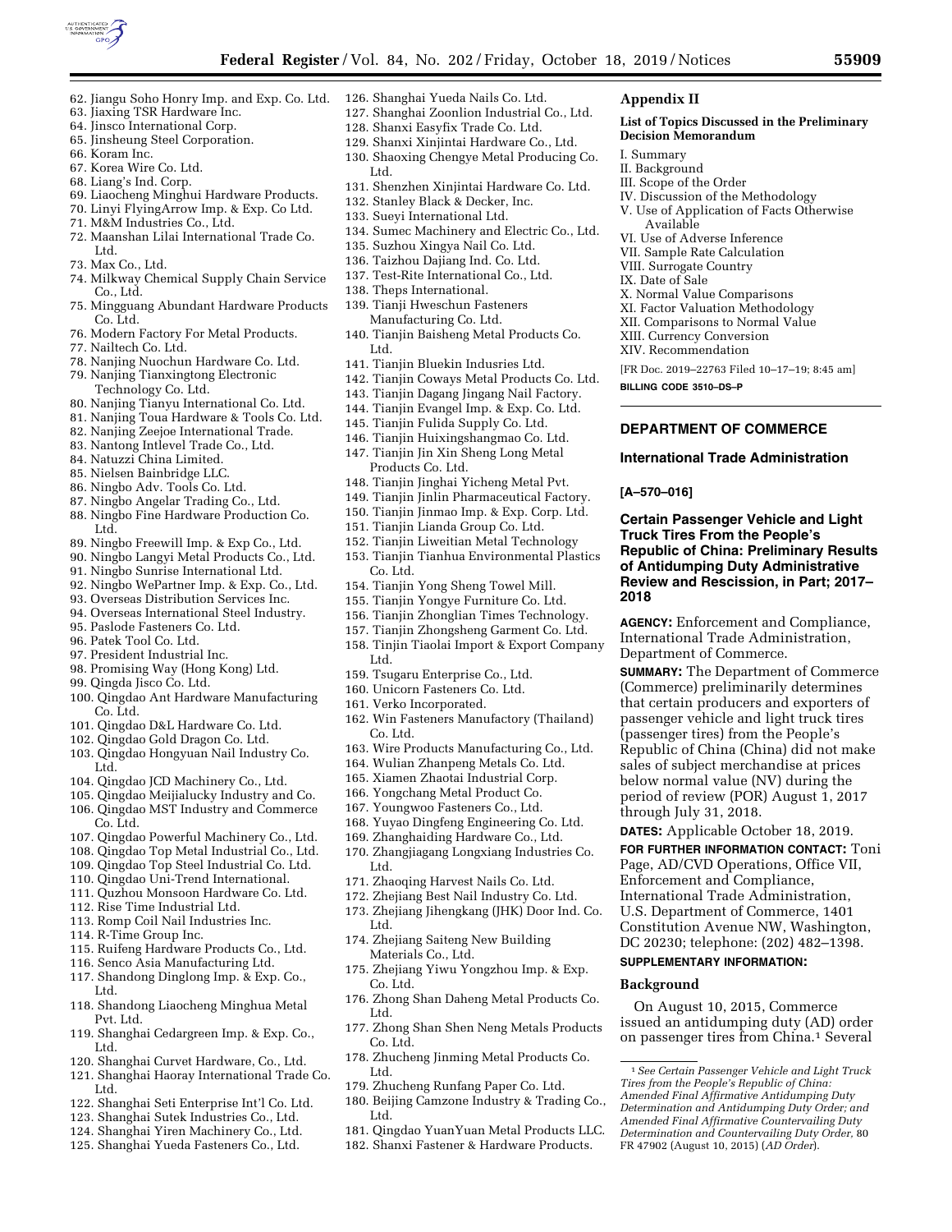62. Jiangu Soho Honry Imp. and Exp. Co. Ltd.
63. Jiaxing TSR Hardware Inc.
64. Jinsco International Corp.
65. Jinsheung Steel Corporation.
66. Koram Inc.
67. Korea Wire Co. Ltd.
68. Liang's Ind. Corp.
69. Liaocheng Minghui Hardware Products.
70. Linyi FlyingArrow Imp. & Exp. Co Ltd.
71. M&M Industries Co., Ltd.
72. Maanshan Lilai International Trade Co. Ltd.
73. Max Co., Ltd.
74. Milkway Chemical Supply Chain Service Co., Ltd.
75. Mingguang Abundant Hardware Products Co. Ltd.
76. Modern Factory For Metal Products.
77. Nailtech Co. Ltd.
78. Nanjing Nuochun Hardware Co. Ltd.
79. Nanjing Tianxingtong Electronic Technology Co. Ltd.
80. Nanjing Tianyu International Co. Ltd.
81. Nanjing Toua Hardware & Tools Co. Ltd.
82. Nanjing Zeejoe International Trade.
83. Nantong Intlevel Trade Co., Ltd.
84. Natuzzi China Limited.
85. Nielsen Bainbridge LLC.
86. Ningbo Adv. Tools Co. Ltd.
87. Ningbo Angelar Trading Co., Ltd.
88. Ningbo Fine Hardware Production Co. Ltd.
89. Ningbo Freewill Imp. & Exp Co., Ltd.
90. Ningbo Langyi Metal Products Co., Ltd.
91. Ningbo Sunrise International Ltd.
92. Ningbo WePartner Imp. & Exp. Co., Ltd.
93. Overseas Distribution Services Inc.
94. Overseas International Steel Industry.
95. Paslode Fasteners Co. Ltd.
96. Patek Tool Co. Ltd.
97. President Industrial Inc.
98. Promising Way (Hong Kong) Ltd.
99. Qingda Jisco Co. Ltd.
100. Qingdao Ant Hardware Manufacturing Co. Ltd.
101. Qingdao D&L Hardware Co. Ltd.
102. Qingdao Gold Dragon Co. Ltd.
103. Qingdao Hongyuan Nail Industry Co. Ltd.
104. Qingdao JCD Machinery Co., Ltd.
105. Qingdao Meijialucky Industry and Co.
106. Qingdao MST Industry and Commerce Co. Ltd.
107. Qingdao Powerful Machinery Co., Ltd.
108. Qingdao Top Metal Industrial Co., Ltd.
109. Qingdao Top Steel Industrial Co. Ltd.
110. Qingdao Uni-Trend International.
111. Quzhou Monsoon Hardware Co. Ltd.
112. Rise Time Industrial Ltd.
113. Romp Coil Nail Industries Inc.
114. R-Time Group Inc.
115. Ruifeng Hardware Products Co., Ltd.
116. Senco Asia Manufacturing Ltd.
117. Shandong Dinglong Imp. & Exp. Co., Ltd.
118. Shandong Liaocheng Minghua Metal Pvt. Ltd.
119. Shanghai Cedargreen Imp. & Exp. Co., Ltd.
120. Shanghai Curvet Hardware, Co., Ltd.
121. Shanghai Haoray International Trade Co. Ltd.
122. Shanghai Seti Enterprise Int'l Co. Ltd.
123. Shanghai Sutek Industries Co., Ltd.
124. Shanghai Yiren Machinery Co., Ltd.
125. Shanghai Yueda Fasteners Co., Ltd.
126. Shanghai Yueda Nails Co. Ltd.
127. Shanghai Zoonlion Industrial Co., Ltd.
128. Shanxi Easyfix Trade Co. Ltd.
129. Shanxi Xinjintai Hardware Co., Ltd.
130. Shaoxing Chengye Metal Producing Co. Ltd.
131. Shenzhen Xinjintai Hardware Co. Ltd.
132. Stanley Black & Decker, Inc.
133. Sueyi International Ltd.
134. Sumec Machinery and Electric Co., Ltd.
135. Suzhou Xingya Nail Co. Ltd.
136. Taizhou Dajiang Ind. Co. Ltd.
137. Test-Rite International Co., Ltd.
138. Theps International.
139. Tianji Hweschun Fasteners Manufacturing Co. Ltd.
140. Tianjin Baisheng Metal Products Co. Ltd.
141. Tianjin Bluekin Indusries Ltd.
142. Tianjin Coways Metal Products Co. Ltd.
143. Tianjin Dagang Jingang Nail Factory.
144. Tianjin Evangel Imp. & Exp. Co. Ltd.
145. Tianjin Fulida Supply Co. Ltd.
146. Tianjin Huixingshangmao Co. Ltd.
147. Tianjin Jin Xin Sheng Long Metal Products Co. Ltd.
148. Tianjin Jinghai Yicheng Metal Pvt.
149. Tianjin Jinlin Pharmaceutical Factory.
150. Tianjin Jinmao Imp. & Exp. Corp. Ltd.
151. Tianjin Lianda Group Co. Ltd.
152. Tianjin Liweitian Metal Technology
153. Tianjin Tianhua Environmental Plastics Co. Ltd.
154. Tianjin Yong Sheng Towel Mill.
155. Tianjin Yongye Furniture Co. Ltd.
156. Tianjin Zhonglian Times Technology.
157. Tianjin Zhongsheng Garment Co. Ltd.
158. Tinjin Tiaolai Import & Export Company Ltd.
159. Tsugaru Enterprise Co., Ltd.
160. Unicorn Fasteners Co. Ltd.
161. Verko Incorporated.
162. Win Fasteners Manufactory (Thailand) Co. Ltd.
163. Wire Products Manufacturing Co., Ltd.
164. Wulian Zhanpeng Metals Co. Ltd.
165. Xiamen Zhaotai Industrial Corp.
166. Yongchang Metal Product Co.
167. Youngwoo Fasteners Co., Ltd.
168. Yuyao Dingfeng Engineering Co. Ltd.
169. Zhanghaiding Hardware Co., Ltd.
170. Zhangjiagang Longxiang Industries Co. Ltd.
171. Zhaoqing Harvest Nails Co. Ltd.
172. Zhejiang Best Nail Industry Co. Ltd.
173. Zhejiang Jihengkang (JHK) Door Ind. Co. Ltd.
174. Zhejiang Saiteng New Building Materials Co., Ltd.
175. Zhejiang Yiwu Yongzhou Imp. & Exp. Co. Ltd.
176. Zhong Shan Daheng Metal Products Co. Ltd.
177. Zhong Shan Shen Neng Metals Products Co. Ltd.
178. Zhucheng Jinming Metal Products Co. Ltd.
179. Zhucheng Runfang Paper Co. Ltd.
180. Beijing Camzone Industry & Trading Co., Ltd.
181. Qingdao YuanYuan Metal Products LLC.
182. Shanxi Fastener & Hardware Products.

## Appendix II

### List of Topics Discussed in the Preliminary Decision Memorandum

I. Summary
II. Background
III. Scope of the Order
IV. Discussion of the Methodology
V. Use of Application of Facts Otherwise Available
VI. Use of Adverse Inference
VII. Sample Rate Calculation
VIII. Surrogate Country
IX. Date of Sale
X. Normal Value Comparisons
XI. Factor Valuation Methodology
XII. Comparisons to Normal Value
XIII. Currency Conversion
XIV. Recommendation

[FR Doc. 2019–22763 Filed 10–17–19; 8:45 am]

**BILLING CODE 3510–DS–P**

---

## DEPARTMENT OF COMMERCE

### International Trade Administration

**[A–570–016]**

### Certain Passenger Vehicle and Light Truck Tires From the People's Republic of China: Preliminary Results of Antidumping Duty Administrative Review and Rescission, in Part; 2017–2018

**AGENCY:** Enforcement and Compliance, International Trade Administration, Department of Commerce.

**SUMMARY:** The Department of Commerce (Commerce) preliminarily determines that certain producers and exporters of passenger vehicle and light truck tires (passenger tires) from the People's Republic of China (China) did not make sales of subject merchandise at prices below normal value (NV) during the period of review (POR) August 1, 2017 through July 31, 2018.

**DATES:** Applicable October 18, 2019.

**FOR FURTHER INFORMATION CONTACT:** Toni Page, AD/CVD Operations, Office VII, Enforcement and Compliance, International Trade Administration, U.S. Department of Commerce, 1401 Constitution Avenue NW, Washington, DC 20230; telephone: (202) 482–1398.

**SUPPLEMENTARY INFORMATION:**

### Background

On August 10, 2015, Commerce issued an antidumping duty (AD) order on passenger tires from China.[1] Several

[1] *See Certain Passenger Vehicle and Light Truck Tires from the People's Republic of China: Amended Final Affirmative Antidumping Duty Determination and Antidumping Duty Order; and Amended Final Affirmative Countervailing Duty Determination and Countervailing Duty Order,* 80 FR 47902 (August 10, 2015) (*AD Order*).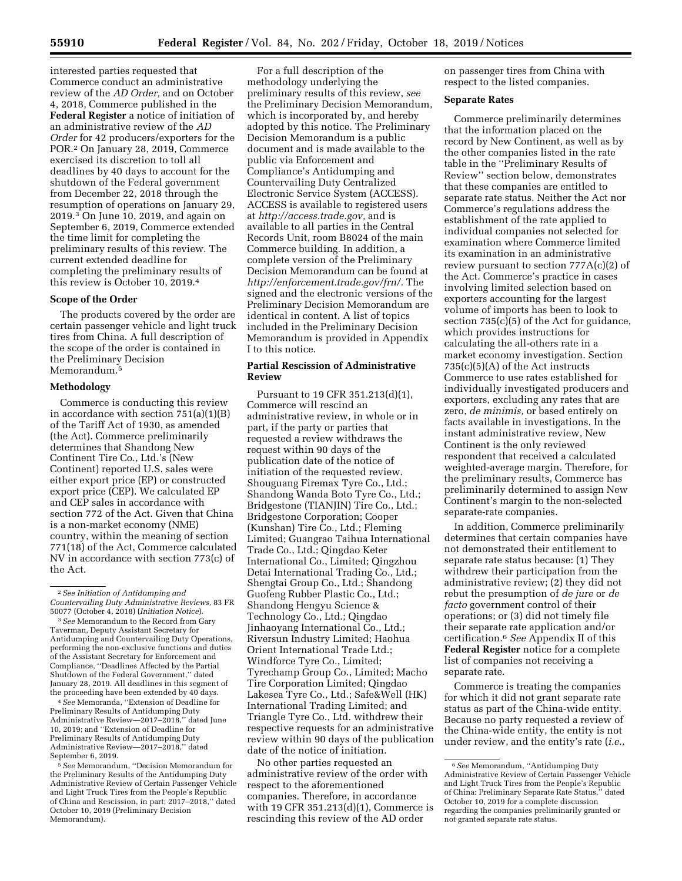interested parties requested that Commerce conduct an administrative review of the *AD Order,* and on October 4, 2018, Commerce published in the **Federal Register** a notice of initiation of an administrative review of the *AD Order* for 42 producers/exporters for the POR.[2] On January 28, 2019, Commerce exercised its discretion to toll all deadlines by 40 days to account for the shutdown of the Federal government from December 22, 2018 through the resumption of operations on January 29, 2019.[3] On June 10, 2019, and again on September 6, 2019, Commerce extended the time limit for completing the preliminary results of this review. The current extended deadline for completing the preliminary results of this review is October 10, 2019.[4]

### Scope of the Order

The products covered by the order are certain passenger vehicle and light truck tires from China. A full description of the scope of the order is contained in the Preliminary Decision Memorandum.[5]

### Methodology

Commerce is conducting this review in accordance with section 751(a)(1)(B) of the Tariff Act of 1930, as amended (the Act). Commerce preliminarily determines that Shandong New Continent Tire Co., Ltd.'s (New Continent) reported U.S. sales were either export price (EP) or constructed export price (CEP). We calculated EP and CEP sales in accordance with section 772 of the Act. Given that China is a non-market economy (NME) country, within the meaning of section 771(18) of the Act, Commerce calculated NV in accordance with section 773(c) of the Act.

For a full description of the methodology underlying the preliminary results of this review, *see* the Preliminary Decision Memorandum, which is incorporated by, and hereby adopted by this notice. The Preliminary Decision Memorandum is a public document and is made available to the public via Enforcement and Compliance's Antidumping and Countervailing Duty Centralized Electronic Service System (ACCESS). ACCESS is available to registered users at *http://access.trade.gov,* and is available to all parties in the Central Records Unit, room B8024 of the main Commerce building. In addition, a complete version of the Preliminary Decision Memorandum can be found at *http://enforcement.trade.gov/frn/.* The signed and the electronic versions of the Preliminary Decision Memorandum are identical in content. A list of topics included in the Preliminary Decision Memorandum is provided in Appendix I to this notice.

### Partial Rescission of Administrative Review

Pursuant to 19 CFR 351.213(d)(1), Commerce will rescind an administrative review, in whole or in part, if the party or parties that requested a review withdraws the request within 90 days of the publication date of the notice of initiation of the requested review. Shouguang Firemax Tyre Co., Ltd.; Shandong Wanda Boto Tyre Co., Ltd.; Bridgestone (TIANJIN) Tire Co., Ltd.; Bridgestone Corporation; Cooper (Kunshan) Tire Co., Ltd.; Fleming Limited; Guangrao Taihua International Trade Co., Ltd.; Qingdao Keter International Co., Limited; Qingzhou Detai International Trading Co., Ltd.; Shengtai Group Co., Ltd.; Shandong Guofeng Rubber Plastic Co., Ltd.; Shandong Hengyu Science & Technology Co., Ltd.; Qingdao Jinhaoyang International Co., Ltd.; Riversun Industry Limited; Haohua Orient International Trade Ltd.; Windforce Tyre Co., Limited; Tyrechamp Group Co., Limited; Macho Tire Corporation Limited; Qingdao Lakesea Tyre Co., Ltd.; Safe&Well (HK) International Trading Limited; and Triangle Tyre Co., Ltd. withdrew their respective requests for an administrative review within 90 days of the publication date of the notice of initiation.

No other parties requested an administrative review of the order with respect to the aforementioned companies. Therefore, in accordance with 19 CFR 351.213(d)(1), Commerce is rescinding this review of the AD order on passenger tires from China with respect to the listed companies.

### Separate Rates

Commerce preliminarily determines that the information placed on the record by New Continent, as well as by the other companies listed in the rate table in the ''Preliminary Results of Review'' section below, demonstrates that these companies are entitled to separate rate status. Neither the Act nor Commerce's regulations address the establishment of the rate applied to individual companies not selected for examination where Commerce limited its examination in an administrative review pursuant to section 777A(c)(2) of the Act. Commerce's practice in cases involving limited selection based on exporters accounting for the largest volume of imports has been to look to section 735(c)(5) of the Act for guidance, which provides instructions for calculating the all-others rate in a market economy investigation. Section 735(c)(5)(A) of the Act instructs Commerce to use rates established for individually investigated producers and exporters, excluding any rates that are zero, *de minimis,* or based entirely on facts available in investigations. In the instant administrative review, New Continent is the only reviewed respondent that received a calculated weighted-average margin. Therefore, for the preliminary results, Commerce has preliminarily determined to assign New Continent's margin to the non-selected separate-rate companies.

In addition, Commerce preliminarily determines that certain companies have not demonstrated their entitlement to separate rate status because: (1) They withdrew their participation from the administrative review; (2) they did not rebut the presumption of *de jure* or *de facto* government control of their operations; or (3) did not timely file their separate rate application and/or certification.[6] *See* Appendix II of this **Federal Register** notice for a complete list of companies not receiving a separate rate.

Commerce is treating the companies for which it did not grant separate rate status as part of the China-wide entity. Because no party requested a review of the China-wide entity, the entity is not under review, and the entity's rate (*i.e.,*

---

[2] *See Initiation of Antidumping and Countervailing Duty Administrative Reviews,* 83 FR 50077 (October 4, 2018) (*Initiation Notice*).

[3] *See* Memorandum to the Record from Gary Taverman, Deputy Assistant Secretary for Antidumping and Countervailing Duty Operations, performing the non-exclusive functions and duties of the Assistant Secretary for Enforcement and Compliance, ''Deadlines Affected by the Partial Shutdown of the Federal Government,'' dated January 28, 2019. All deadlines in this segment of the proceeding have been extended by 40 days.

[4] *See* Memoranda, ''Extension of Deadline for Preliminary Results of Antidumping Duty Administrative Review—2017–2018,'' dated June 10, 2019; and ''Extension of Deadline for Preliminary Results of Antidumping Duty Administrative Review—2017–2018,'' dated September 6, 2019.

[5] *See* Memorandum, ''Decision Memorandum for the Preliminary Results of the Antidumping Duty Administrative Review of Certain Passenger Vehicle and Light Truck Tires from the People's Republic of China and Rescission, in part; 2017–2018,'' dated October 10, 2019 (Preliminary Decision Memorandum).

[6] *See* Memorandum, ''Antidumping Duty Administrative Review of Certain Passenger Vehicle and Light Truck Tires from the People's Republic of China: Preliminary Separate Rate Status,'' dated October 10, 2019 for a complete discussion regarding the companies preliminarily granted or not granted separate rate status.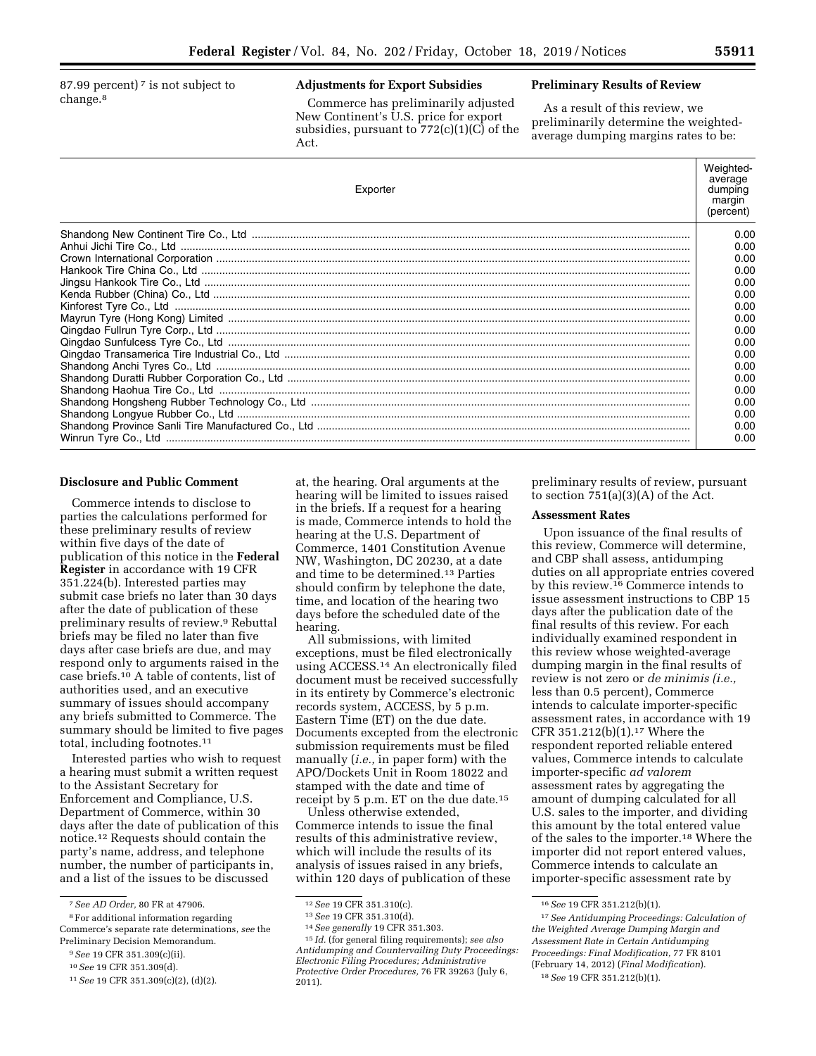87.99 percent)[7] is not subject to change.[8]

## Adjustments for Export Subsidies

Commerce has preliminarily adjusted New Continent's U.S. price for export subsidies, pursuant to 772(c)(1)(C) of the Act.

## Preliminary Results of Review

As a result of this review, we preliminarily determine the weighted-average dumping margins rates to be:

| Exporter | Weighted-average dumping margin (percent) |
|---|---|
| Shandong New Continent Tire Co., Ltd | 0.00 |
| Anhui Jichi Tire Co., Ltd | 0.00 |
| Crown International Corporation | 0.00 |
| Hankook Tire China Co., Ltd | 0.00 |
| Jingsu Hankook Tire Co., Ltd | 0.00 |
| Kenda Rubber (China) Co., Ltd | 0.00 |
| Kinforest Tyre Co., Ltd | 0.00 |
| Mayrun Tyre (Hong Kong) Limited | 0.00 |
| Qingdao Fullrun Tyre Corp., Ltd | 0.00 |
| Qingdao Sunfulcess Tyre Co., Ltd | 0.00 |
| Qingdao Transamerica Tire Industrial Co., Ltd | 0.00 |
| Shandong Anchi Tyres Co., Ltd | 0.00 |
| Shandong Duratti Rubber Corporation Co., Ltd | 0.00 |
| Shandong Haohua Tire Co., Ltd | 0.00 |
| Shandong Hongsheng Rubber Technology Co., Ltd | 0.00 |
| Shandong Longyue Rubber Co., Ltd | 0.00 |
| Shandong Province Sanli Tire Manufactured Co., Ltd | 0.00 |
| Winrun Tyre Co., Ltd | 0.00 |

## Disclosure and Public Comment

Commerce intends to disclose to parties the calculations performed for these preliminary results of review within five days of the date of publication of this notice in the **Federal Register** in accordance with 19 CFR 351.224(b). Interested parties may submit case briefs no later than 30 days after the date of publication of these preliminary results of review.[9] Rebuttal briefs may be filed no later than five days after case briefs are due, and may respond only to arguments raised in the case briefs.[10] A table of contents, list of authorities used, and an executive summary of issues should accompany any briefs submitted to Commerce. The summary should be limited to five pages total, including footnotes.[11]

Interested parties who wish to request a hearing must submit a written request to the Assistant Secretary for Enforcement and Compliance, U.S. Department of Commerce, within 30 days after the date of publication of this notice.[12] Requests should contain the party's name, address, and telephone number, the number of participants in, and a list of the issues to be discussed at, the hearing. Oral arguments at the hearing will be limited to issues raised in the briefs. If a request for a hearing is made, Commerce intends to hold the hearing at the U.S. Department of Commerce, 1401 Constitution Avenue NW, Washington, DC 20230, at a date and time to be determined.[13] Parties should confirm by telephone the date, time, and location of the hearing two days before the scheduled date of the hearing.

All submissions, with limited exceptions, must be filed electronically using ACCESS.[14] An electronically filed document must be received successfully in its entirety by Commerce's electronic records system, ACCESS, by 5 p.m. Eastern Time (ET) on the due date. Documents excepted from the electronic submission requirements must be filed manually (*i.e.,* in paper form) with the APO/Dockets Unit in Room 18022 and stamped with the date and time of receipt by 5 p.m. ET on the due date.[15]

Unless otherwise extended, Commerce intends to issue the final results of this administrative review, which will include the results of its analysis of issues raised in any briefs, within 120 days of publication of these preliminary results of review, pursuant to section 751(a)(3)(A) of the Act.

## Assessment Rates

Upon issuance of the final results of this review, Commerce will determine, and CBP shall assess, antidumping duties on all appropriate entries covered by this review.[16] Commerce intends to issue assessment instructions to CBP 15 days after the publication date of the final results of this review. For each individually examined respondent in this review whose weighted-average dumping margin in the final results of review is not zero or *de minimis (i.e.,* less than 0.5 percent), Commerce intends to calculate importer-specific assessment rates, in accordance with 19 CFR 351.212(b)(1).[17] Where the respondent reported reliable entered values, Commerce intends to calculate importer-specific *ad valorem* assessment rates by aggregating the amount of dumping calculated for all U.S. sales to the importer, and dividing this amount by the total entered value of the sales to the importer.[18] Where the importer did not report entered values, Commerce intends to calculate an importer-specific assessment rate by

---

[7] *See AD Order,* 80 FR at 47906.

[8] For additional information regarding Commerce's separate rate determinations, *see* the Preliminary Decision Memorandum.

[9] *See* 19 CFR 351.309(c)(ii).

[10] *See* 19 CFR 351.309(d).

[11] *See* 19 CFR 351.309(c)(2), (d)(2).

[12] *See* 19 CFR 351.310(c).

[13] *See* 19 CFR 351.310(d).

[14] *See generally* 19 CFR 351.303.

[15] *Id.* (for general filing requirements); *see also Antidumping and Countervailing Duty Proceedings: Electronic Filing Procedures; Administrative Protective Order Procedures,* 76 FR 39263 (July 6, 2011).

[16] *See* 19 CFR 351.212(b)(1).

[17] *See Antidumping Proceedings: Calculation of the Weighted Average Dumping Margin and Assessment Rate in Certain Antidumping Proceedings: Final Modification,* 77 FR 8101 (February 14, 2012) (*Final Modification*).

[18] *See* 19 CFR 351.212(b)(1).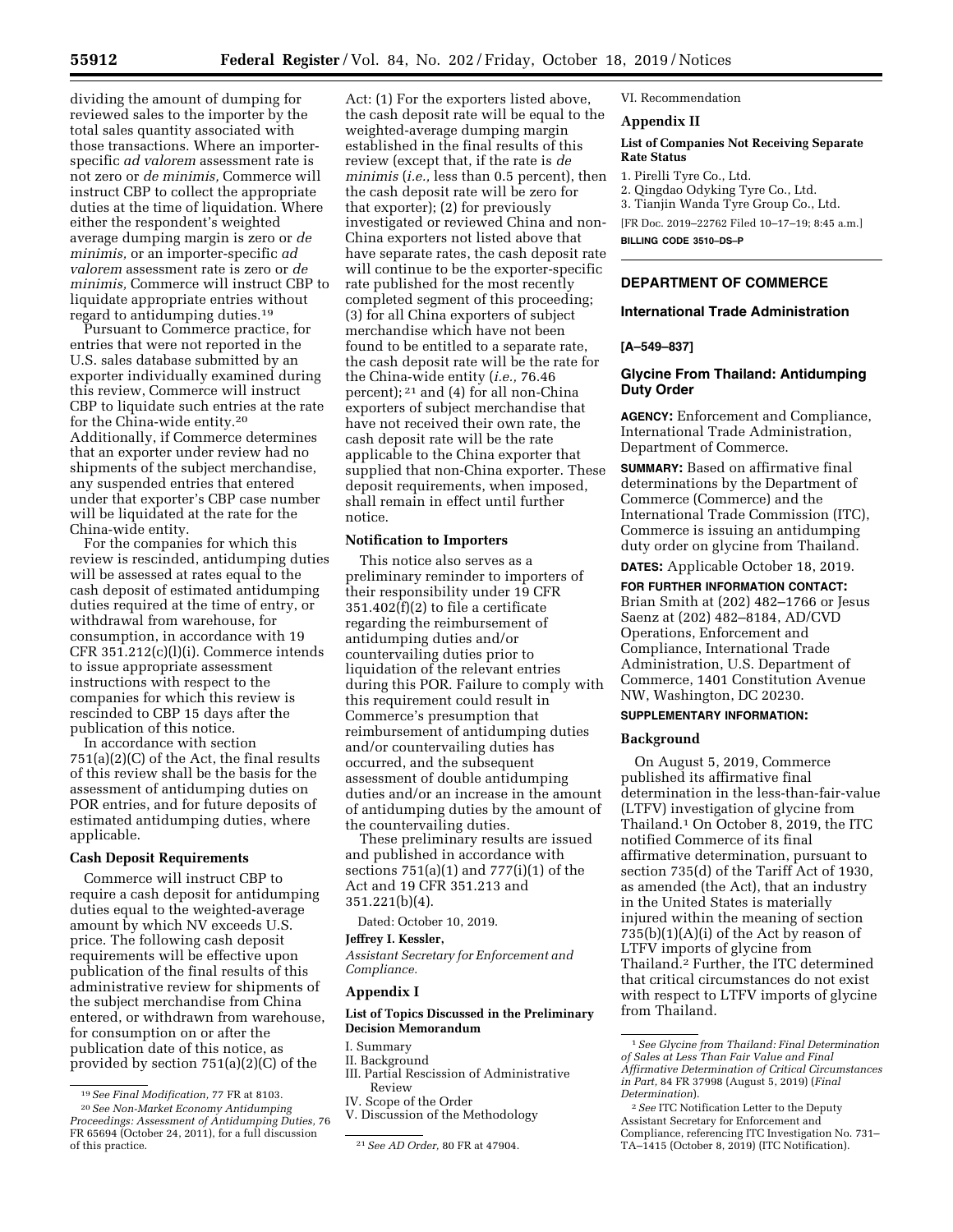dividing the amount of dumping for reviewed sales to the importer by the total sales quantity associated with those transactions. Where an importer-specific *ad valorem* assessment rate is not zero or *de minimis,* Commerce will instruct CBP to collect the appropriate duties at the time of liquidation. Where either the respondent's weighted average dumping margin is zero or *de minimis,* or an importer-specific *ad valorem* assessment rate is zero or *de minimis,* Commerce will instruct CBP to liquidate appropriate entries without regard to antidumping duties.[19]

Pursuant to Commerce practice, for entries that were not reported in the U.S. sales database submitted by an exporter individually examined during this review, Commerce will instruct CBP to liquidate such entries at the rate for the China-wide entity.[20] Additionally, if Commerce determines that an exporter under review had no shipments of the subject merchandise, any suspended entries that entered under that exporter's CBP case number will be liquidated at the rate for the China-wide entity.

For the companies for which this review is rescinded, antidumping duties will be assessed at rates equal to the cash deposit of estimated antidumping duties required at the time of entry, or withdrawal from warehouse, for consumption, in accordance with 19 CFR 351.212(c)(l)(i). Commerce intends to issue appropriate assessment instructions with respect to the companies for which this review is rescinded to CBP 15 days after the publication of this notice.

In accordance with section 751(a)(2)(C) of the Act, the final results of this review shall be the basis for the assessment of antidumping duties on POR entries, and for future deposits of estimated antidumping duties, where applicable.

**Cash Deposit Requirements**

Commerce will instruct CBP to require a cash deposit for antidumping duties equal to the weighted-average amount by which NV exceeds U.S. price. The following cash deposit requirements will be effective upon publication of the final results of this administrative review for shipments of the subject merchandise from China entered, or withdrawn from warehouse, for consumption on or after the publication date of this notice, as provided by section 751(a)(2)(C) of the Act: (1) For the exporters listed above, the cash deposit rate will be equal to the weighted-average dumping margin established in the final results of this review (except that, if the rate is *de minimis* (*i.e.,* less than 0.5 percent), then the cash deposit rate will be zero for that exporter); (2) for previously investigated or reviewed China and non-China exporters not listed above that have separate rates, the cash deposit rate will continue to be the exporter-specific rate published for the most recently completed segment of this proceeding; (3) for all China exporters of subject merchandise which have not been found to be entitled to a separate rate, the cash deposit rate will be the rate for the China-wide entity (*i.e.,* 76.46 percent);[21] and (4) for all non-China exporters of subject merchandise that have not received their own rate, the cash deposit rate will be the rate applicable to the China exporter that supplied that non-China exporter. These deposit requirements, when imposed, shall remain in effect until further notice.

**Notification to Importers**

This notice also serves as a preliminary reminder to importers of their responsibility under 19 CFR 351.402(f)(2) to file a certificate regarding the reimbursement of antidumping duties and/or countervailing duties prior to liquidation of the relevant entries during this POR. Failure to comply with this requirement could result in Commerce's presumption that reimbursement of antidumping duties and/or countervailing duties has occurred, and the subsequent assessment of double antidumping duties and/or an increase in the amount of antidumping duties by the amount of the countervailing duties.

These preliminary results are issued and published in accordance with sections 751(a)(1) and 777(i)(1) of the Act and 19 CFR 351.213 and 351.221(b)(4).

Dated: October 10, 2019.

**Jeffrey I. Kessler,**

*Assistant Secretary for Enforcement and Compliance.*

**Appendix I**

**List of Topics Discussed in the Preliminary Decision Memorandum**

I. Summary
II. Background
III. Partial Rescission of Administrative Review
IV. Scope of the Order
V. Discussion of the Methodology
VI. Recommendation

**Appendix II**

**List of Companies Not Receiving Separate Rate Status**

1. Pirelli Tyre Co., Ltd.
2. Qingdao Odyking Tyre Co., Ltd.
3. Tianjin Wanda Tyre Group Co., Ltd.

[FR Doc. 2019–22762 Filed 10–17–19; 8:45 a.m.]

**BILLING CODE 3510–DS–P**

[19] *See Final Modification,* 77 FR at 8103.

[20] *See Non-Market Economy Antidumping Proceedings: Assessment of Antidumping Duties,* 76 FR 65694 (October 24, 2011), for a full discussion of this practice.

[21] *See AD Order,* 80 FR at 47904.

---

## DEPARTMENT OF COMMERCE

### International Trade Administration

**[A–549–837]**

### Glycine From Thailand: Antidumping Duty Order

**AGENCY:** Enforcement and Compliance, International Trade Administration, Department of Commerce.

**SUMMARY:** Based on affirmative final determinations by the Department of Commerce (Commerce) and the International Trade Commission (ITC), Commerce is issuing an antidumping duty order on glycine from Thailand.

**DATES:** Applicable October 18, 2019.

**FOR FURTHER INFORMATION CONTACT:** Brian Smith at (202) 482–1766 or Jesus Saenz at (202) 482–8184, AD/CVD Operations, Enforcement and Compliance, International Trade Administration, U.S. Department of Commerce, 1401 Constitution Avenue NW, Washington, DC 20230.

**SUPPLEMENTARY INFORMATION:**

**Background**

On August 5, 2019, Commerce published its affirmative final determination in the less-than-fair-value (LTFV) investigation of glycine from Thailand.[1] On October 8, 2019, the ITC notified Commerce of its final affirmative determination, pursuant to section 735(d) of the Tariff Act of 1930, as amended (the Act), that an industry in the United States is materially injured within the meaning of section 735(b)(1)(A)(i) of the Act by reason of LTFV imports of glycine from Thailand.[2] Further, the ITC determined that critical circumstances do not exist with respect to LTFV imports of glycine from Thailand.

[1] *See Glycine from Thailand: Final Determination of Sales at Less Than Fair Value and Final Affirmative Determination of Critical Circumstances in Part,* 84 FR 37998 (August 5, 2019) (*Final Determination*).

[2] *See* ITC Notification Letter to the Deputy Assistant Secretary for Enforcement and Compliance, referencing ITC Investigation No. 731–TA–1415 (October 8, 2019) (ITC Notification).